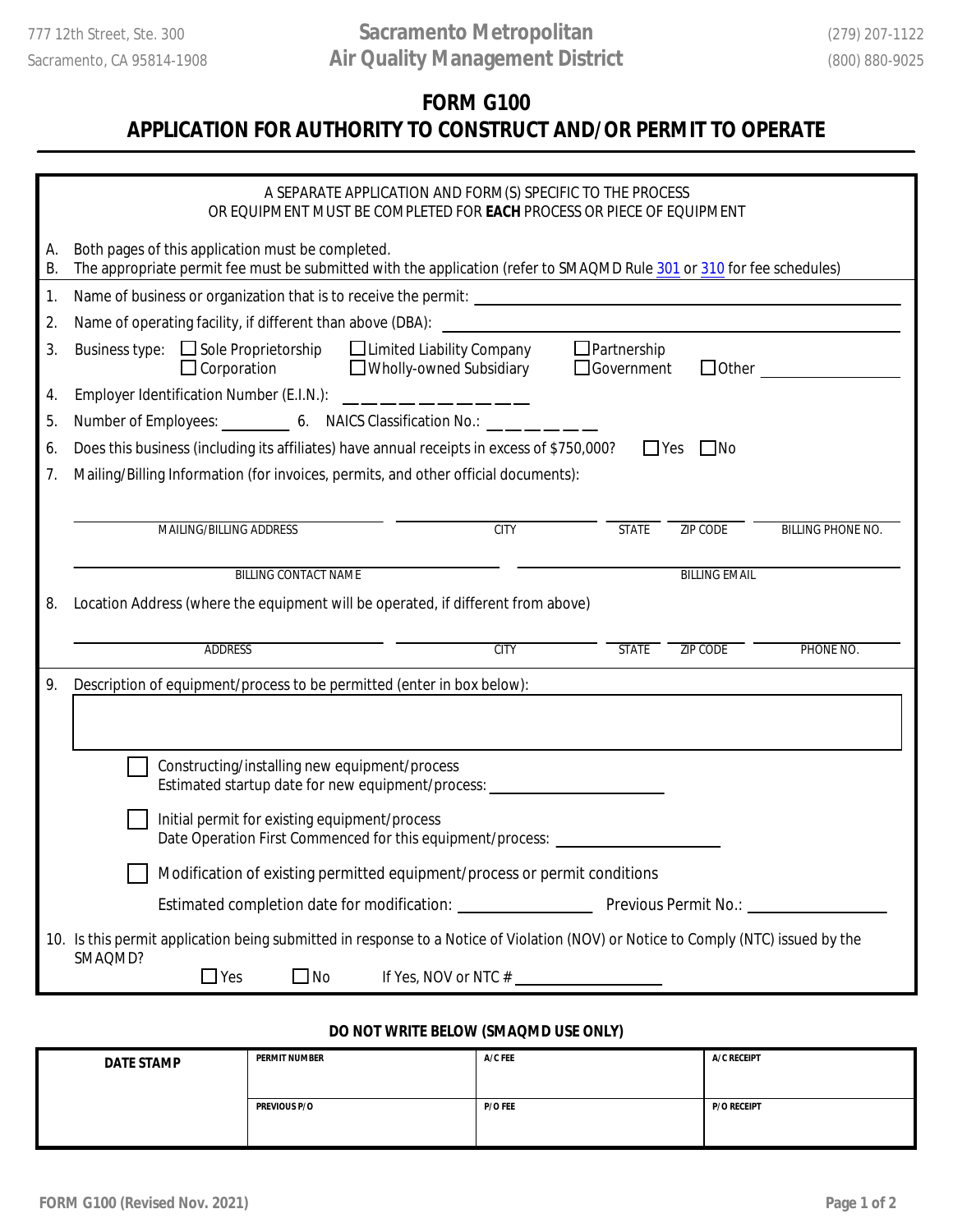777 12th Street, Ste. 300
Sacramento, CA 95814-1908

**Sacramento Metropolitan Air Quality Management District**

(279) 207-1122
(800) 880-9025

# FORM G100
# APPLICATION FOR AUTHORITY TO CONSTRUCT AND/OR PERMIT TO OPERATE

A SEPARATE APPLICATION AND FORM(S) SPECIFIC TO THE PROCESS OR EQUIPMENT MUST BE COMPLETED FOR **EACH** PROCESS OR PIECE OF EQUIPMENT

A. Both pages of this application must be completed.
B. The appropriate permit fee must be submitted with the application (refer to SMAQMD Rule 301 or 310 for fee schedules)

1. Name of business or organization that is to receive the permit: ______________________

2. Name of operating facility, if different than above (DBA): ______________________

3. Business type: ☐ Sole Proprietorship ☐ Limited Liability Company ☐ Partnership ☐ Corporation ☐ Wholly-owned Subsidiary ☐ Government ☐ Other ______

4. Employer Identification Number (E.I.N.): _ _ _ _ _ _ _ _ _

5. Number of Employees: ______ 6. NAICS Classification No.: _ _ _ _ _ _

6. Does this business (including its affiliates) have annual receipts in excess of $750,000? ☐ Yes ☐ No

7. Mailing/Billing Information (for invoices, permits, and other official documents):

| MAILING/BILLING ADDRESS | CITY | STATE | ZIP CODE | BILLING PHONE NO. |
|---|---|---|---|---|
| | | | | |

| BILLING CONTACT NAME | BILLING EMAIL |
|---|---|
| | |

8. Location Address (where the equipment will be operated, if different from above)

| ADDRESS | CITY | STATE | ZIP CODE | PHONE NO. |
|---|---|---|---|---|
| | | | | |

9. Description of equipment/process to be permitted (enter in box below):

☐ Constructing/installing new equipment/process
Estimated startup date for new equipment/process: ______________

☐ Initial permit for existing equipment/process
Date Operation First Commenced for this equipment/process: ______________

☐ Modification of existing permitted equipment/process or permit conditions

Estimated completion date for modification: ______________ Previous Permit No.: ______________

10. Is this permit application being submitted in response to a Notice of Violation (NOV) or Notice to Comply (NTC) issued by the SMAQMD?
☐ Yes ☐ No If Yes, NOV or NTC # ______________

**DO NOT WRITE BELOW (SMAQMD USE ONLY)**

| DATE STAMP | PERMIT NUMBER | A/C FEE | A/C RECEIPT |
|---|---|---|---|
| | PREVIOUS P/O | P/O FEE | P/O RECEIPT |

FORM G100 (Revised Nov. 2021)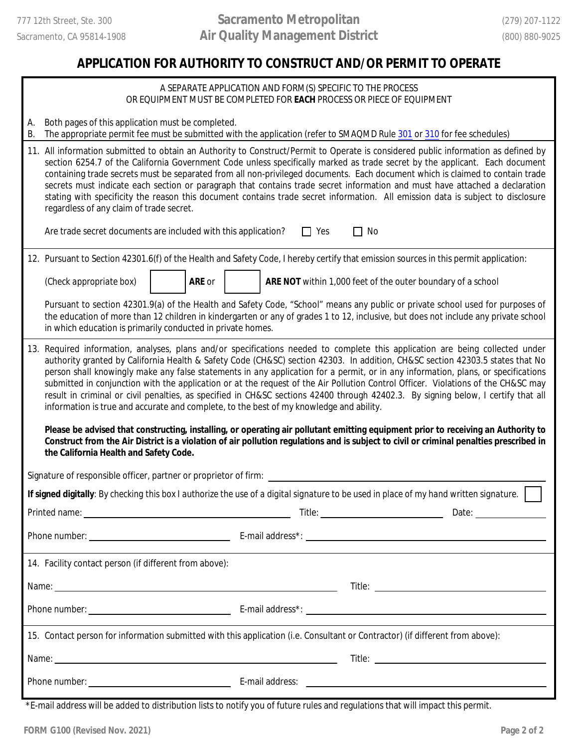777 12th Street, Ste. 300
Sacramento, CA 95814-1908

**Sacramento Metropolitan Air Quality Management District**

(279) 207-1122
(800) 880-9025

# APPLICATION FOR AUTHORITY TO CONSTRUCT AND/OR PERMIT TO OPERATE

A SEPARATE APPLICATION AND FORM(S) SPECIFIC TO THE PROCESS OR EQUIPMENT MUST BE COMPLETED FOR **EACH** PROCESS OR PIECE OF EQUIPMENT

A. Both pages of this application must be completed.
B. The appropriate permit fee must be submitted with the application (refer to SMAQMD Rule 301 or 310 for fee schedules)

11. All information submitted to obtain an Authority to Construct/Permit to Operate is considered public information as defined by section 6254.7 of the California Government Code unless specifically marked as trade secret by the applicant. Each document containing trade secrets must be separated from all non-privileged documents. Each document which is claimed to contain trade secrets must indicate each section or paragraph that contains trade secret information and must have attached a declaration stating with specificity the reason this document contains trade secret information. All emission data is subject to disclosure regardless of any claim of trade secret.

    Are trade secret documents are included with this application? ☐ Yes ☐ No

12. Pursuant to Section 42301.6(f) of the Health and Safety Code, I hereby certify that emission sources in this permit application:

    (Check appropriate box) ☐ **ARE** or ☐ **ARE NOT** within 1,000 feet of the outer boundary of a school

    Pursuant to section 42301.9(a) of the Health and Safety Code, "School" means any public or private school used for purposes of the education of more than 12 children in kindergarten or any of grades 1 to 12, inclusive, but does not include any private school in which education is primarily conducted in private homes.

13. Required information, analyses, plans and/or specifications needed to complete this application are being collected under authority granted by California Health & Safety Code (CH&SC) section 42303. In addition, CH&SC section 42303.5 states that No person shall knowingly make any false statements in any application for a permit, or in any information, plans, or specifications submitted in conjunction with the application or at the request of the Air Pollution Control Officer. Violations of the CH&SC may result in criminal or civil penalties, as specified in CH&SC sections 42400 through 42402.3. By signing below, I certify that all information is true and accurate and complete, to the best of my knowledge and ability.

    **Please be advised that constructing, installing, or operating air pollutant emitting equipment prior to receiving an Authority to Construct from the Air District is a violation of air pollution regulations and is subject to civil or criminal penalties prescribed in the California Health and Safety Code.**

Signature of responsible officer, partner or proprietor of firm: ____________________

**If signed digitally**: By checking this box I authorize the use of a digital signature to be used in place of my hand written signature. ☐

Printed name: ____________________ Title: ____________________ Date: __________

Phone number: ____________________ E-mail address*: ____________________

14. Facility contact person (if different from above):

Name: ____________________ Title: ____________________

Phone number: ____________________ E-mail address*: ____________________

15. Contact person for information submitted with this application (i.e. Consultant or Contractor) (if different from above):

Name: ____________________ Title: ____________________

Phone number: ____________________ E-mail address: ____________________

*E-mail address will be added to distribution lists to notify you of future rules and regulations that will impact this permit.

FORM G100 (Revised Nov. 2021)